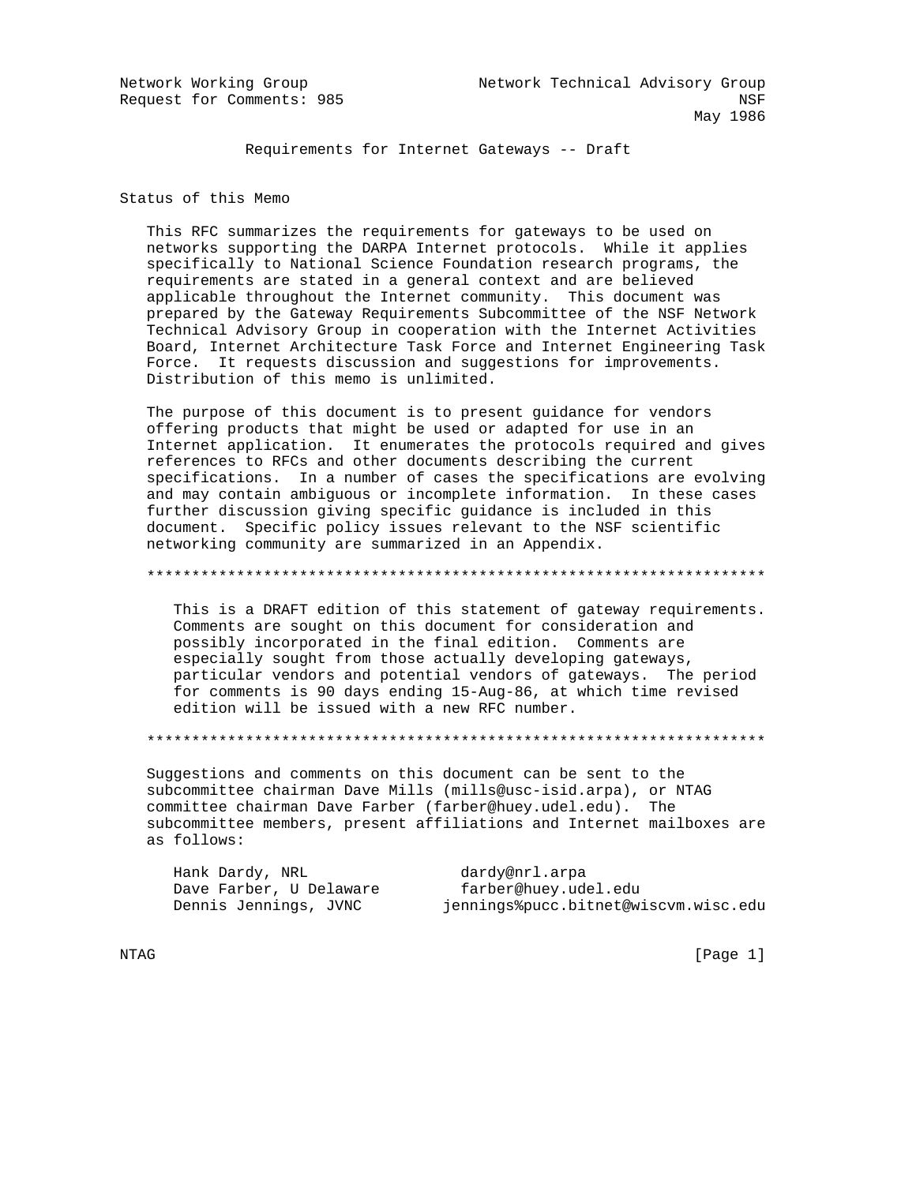Network Working Group                    Network Technical Advisory Group
Request for Comments: 985                                             NSF
                                                                 May 1986

# Requirements for Internet Gateways -- Draft

## Status of this Memo

This RFC summarizes the requirements for gateways to be used on networks supporting the DARPA Internet protocols. While it applies specifically to National Science Foundation research programs, the requirements are stated in a general context and are believed applicable throughout the Internet community. This document was prepared by the Gateway Requirements Subcommittee of the NSF Network Technical Advisory Group in cooperation with the Internet Activities Board, Internet Architecture Task Force and Internet Engineering Task Force. It requests discussion and suggestions for improvements. Distribution of this memo is unlimited.

The purpose of this document is to present guidance for vendors offering products that might be used or adapted for use in an Internet application. It enumerates the protocols required and gives references to RFCs and other documents describing the current specifications. In a number of cases the specifications are evolving and may contain ambiguous or incomplete information. In these cases further discussion giving specific guidance is included in this document. Specific policy issues relevant to the NSF scientific networking community are summarized in an Appendix.

*********************************************************************

This is a DRAFT edition of this statement of gateway requirements. Comments are sought on this document for consideration and possibly incorporated in the final edition. Comments are especially sought from those actually developing gateways, particular vendors and potential vendors of gateways. The period for comments is 90 days ending 15-Aug-86, at which time revised edition will be issued with a new RFC number.

*********************************************************************

Suggestions and comments on this document can be sent to the subcommittee chairman Dave Mills (mills@usc-isid.arpa), or NTAG committee chairman Dave Farber (farber@huey.udel.edu). The subcommittee members, present affiliations and Internet mailboxes are as follows:

```
Hank Dardy, NRL              dardy@nrl.arpa
Dave Farber, U Delaware      farber@huey.udel.edu
Dennis Jennings, JVNC        jennings%pucc.bitnet@wiscvm.wisc.edu
```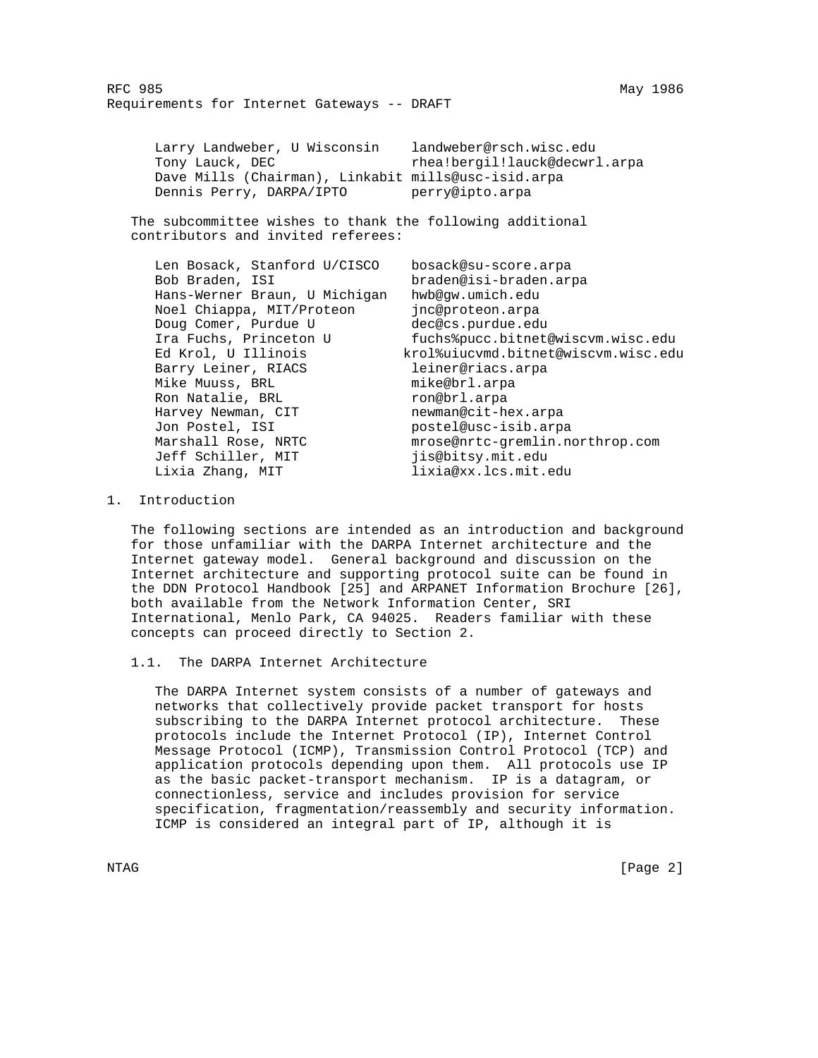| | |
|---|---|
| Larry Landweber, U Wisconsin | landweber@rsch.wisc.edu |
| Tony Lauck, DEC | rhea!bergil!lauck@decwrl.arpa |
| Dave Mills (Chairman), Linkabit | mills@usc-isid.arpa |
| Dennis Perry, DARPA/IPTO | perry@ipto.arpa |

The subcommittee wishes to thank the following additional contributors and invited referees:

| | |
|---|---|
| Len Bosack, Stanford U/CISCO | bosack@su-score.arpa |
| Bob Braden, ISI | braden@isi-braden.arpa |
| Hans-Werner Braun, U Michigan | hwb@gw.umich.edu |
| Noel Chiappa, MIT/Proteon | jnc@proteon.arpa |
| Doug Comer, Purdue U | dec@cs.purdue.edu |
| Ira Fuchs, Princeton U | fuchs%pucc.bitnet@wiscvm.wisc.edu |
| Ed Krol, U Illinois | krol%uiucvmd.bitnet@wiscvm.wisc.edu |
| Barry Leiner, RIACS | leiner@riacs.arpa |
| Mike Muuss, BRL | mike@brl.arpa |
| Ron Natalie, BRL | ron@brl.arpa |
| Harvey Newman, CIT | newman@cit-hex.arpa |
| Jon Postel, ISI | postel@usc-isib.arpa |
| Marshall Rose, NRTC | mrose@nrtc-gremlin.northrop.com |
| Jeff Schiller, MIT | jis@bitsy.mit.edu |
| Lixia Zhang, MIT | lixia@xx.lcs.mit.edu |

## 1. Introduction

The following sections are intended as an introduction and background for those unfamiliar with the DARPA Internet architecture and the Internet gateway model. General background and discussion on the Internet architecture and supporting protocol suite can be found in the DDN Protocol Handbook [25] and ARPANET Information Brochure [26], both available from the Network Information Center, SRI International, Menlo Park, CA 94025. Readers familiar with these concepts can proceed directly to Section 2.

### 1.1. The DARPA Internet Architecture

The DARPA Internet system consists of a number of gateways and networks that collectively provide packet transport for hosts subscribing to the DARPA Internet protocol architecture. These protocols include the Internet Protocol (IP), Internet Control Message Protocol (ICMP), Transmission Control Protocol (TCP) and application protocols depending upon them. All protocols use IP as the basic packet-transport mechanism. IP is a datagram, or connectionless, service and includes provision for service specification, fragmentation/reassembly and security information. ICMP is considered an integral part of IP, although it is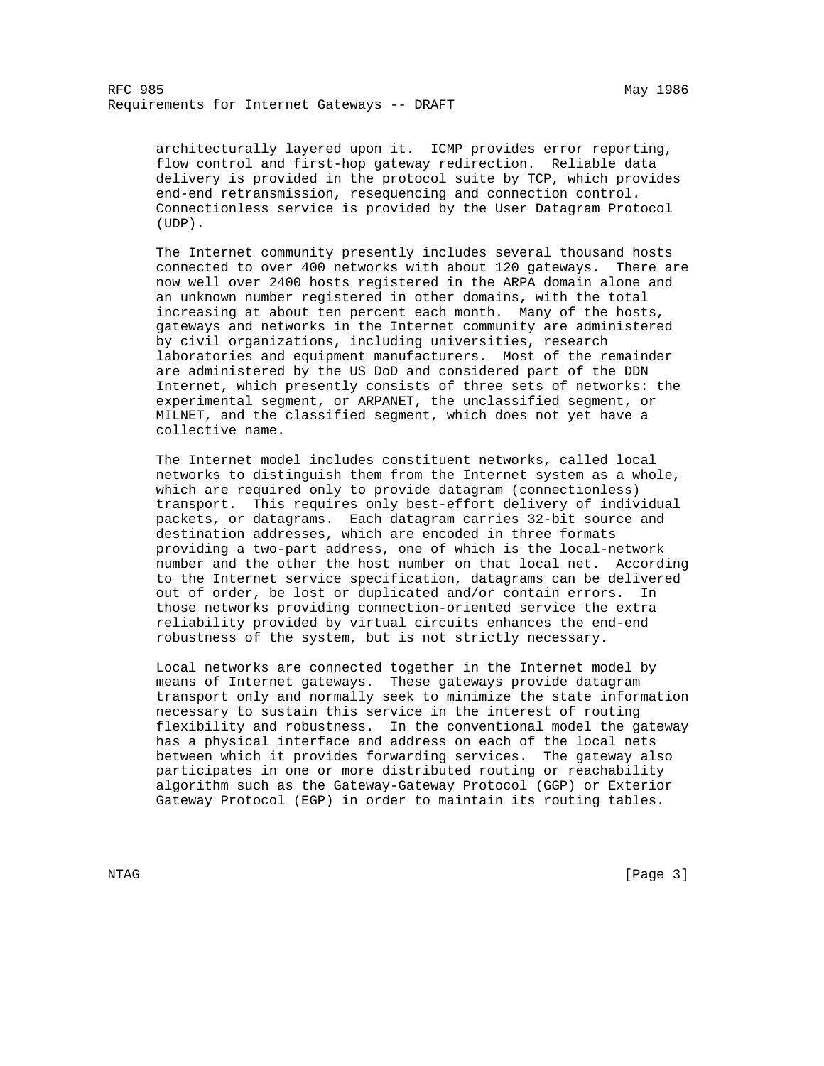architecturally layered upon it. ICMP provides error reporting, flow control and first-hop gateway redirection. Reliable data delivery is provided in the protocol suite by TCP, which provides end-end retransmission, resequencing and connection control. Connectionless service is provided by the User Datagram Protocol (UDP).

The Internet community presently includes several thousand hosts connected to over 400 networks with about 120 gateways. There are now well over 2400 hosts registered in the ARPA domain alone and an unknown number registered in other domains, with the total increasing at about ten percent each month. Many of the hosts, gateways and networks in the Internet community are administered by civil organizations, including universities, research laboratories and equipment manufacturers. Most of the remainder are administered by the US DoD and considered part of the DDN Internet, which presently consists of three sets of networks: the experimental segment, or ARPANET, the unclassified segment, or MILNET, and the classified segment, which does not yet have a collective name.

The Internet model includes constituent networks, called local networks to distinguish them from the Internet system as a whole, which are required only to provide datagram (connectionless) transport. This requires only best-effort delivery of individual packets, or datagrams. Each datagram carries 32-bit source and destination addresses, which are encoded in three formats providing a two-part address, one of which is the local-network number and the other the host number on that local net. According to the Internet service specification, datagrams can be delivered out of order, be lost or duplicated and/or contain errors. In those networks providing connection-oriented service the extra reliability provided by virtual circuits enhances the end-end robustness of the system, but is not strictly necessary.

Local networks are connected together in the Internet model by means of Internet gateways. These gateways provide datagram transport only and normally seek to minimize the state information necessary to sustain this service in the interest of routing flexibility and robustness. In the conventional model the gateway has a physical interface and address on each of the local nets between which it provides forwarding services. The gateway also participates in one or more distributed routing or reachability algorithm such as the Gateway-Gateway Protocol (GGP) or Exterior Gateway Protocol (EGP) in order to maintain its routing tables.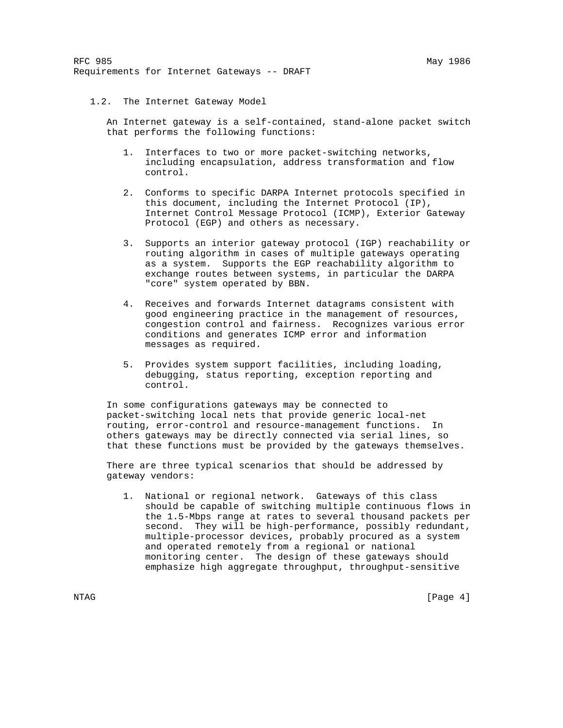## 1.2. The Internet Gateway Model

An Internet gateway is a self-contained, stand-alone packet switch that performs the following functions:

1. Interfaces to two or more packet-switching networks, including encapsulation, address transformation and flow control.

2. Conforms to specific DARPA Internet protocols specified in this document, including the Internet Protocol (IP), Internet Control Message Protocol (ICMP), Exterior Gateway Protocol (EGP) and others as necessary.

3. Supports an interior gateway protocol (IGP) reachability or routing algorithm in cases of multiple gateways operating as a system. Supports the EGP reachability algorithm to exchange routes between systems, in particular the DARPA "core" system operated by BBN.

4. Receives and forwards Internet datagrams consistent with good engineering practice in the management of resources, congestion control and fairness. Recognizes various error conditions and generates ICMP error and information messages as required.

5. Provides system support facilities, including loading, debugging, status reporting, exception reporting and control.

In some configurations gateways may be connected to packet-switching local nets that provide generic local-net routing, error-control and resource-management functions. In others gateways may be directly connected via serial lines, so that these functions must be provided by the gateways themselves.

There are three typical scenarios that should be addressed by gateway vendors:

1. National or regional network. Gateways of this class should be capable of switching multiple continuous flows in the 1.5-Mbps range at rates to several thousand packets per second. They will be high-performance, possibly redundant, multiple-processor devices, probably procured as a system and operated remotely from a regional or national monitoring center. The design of these gateways should emphasize high aggregate throughput, throughput-sensitive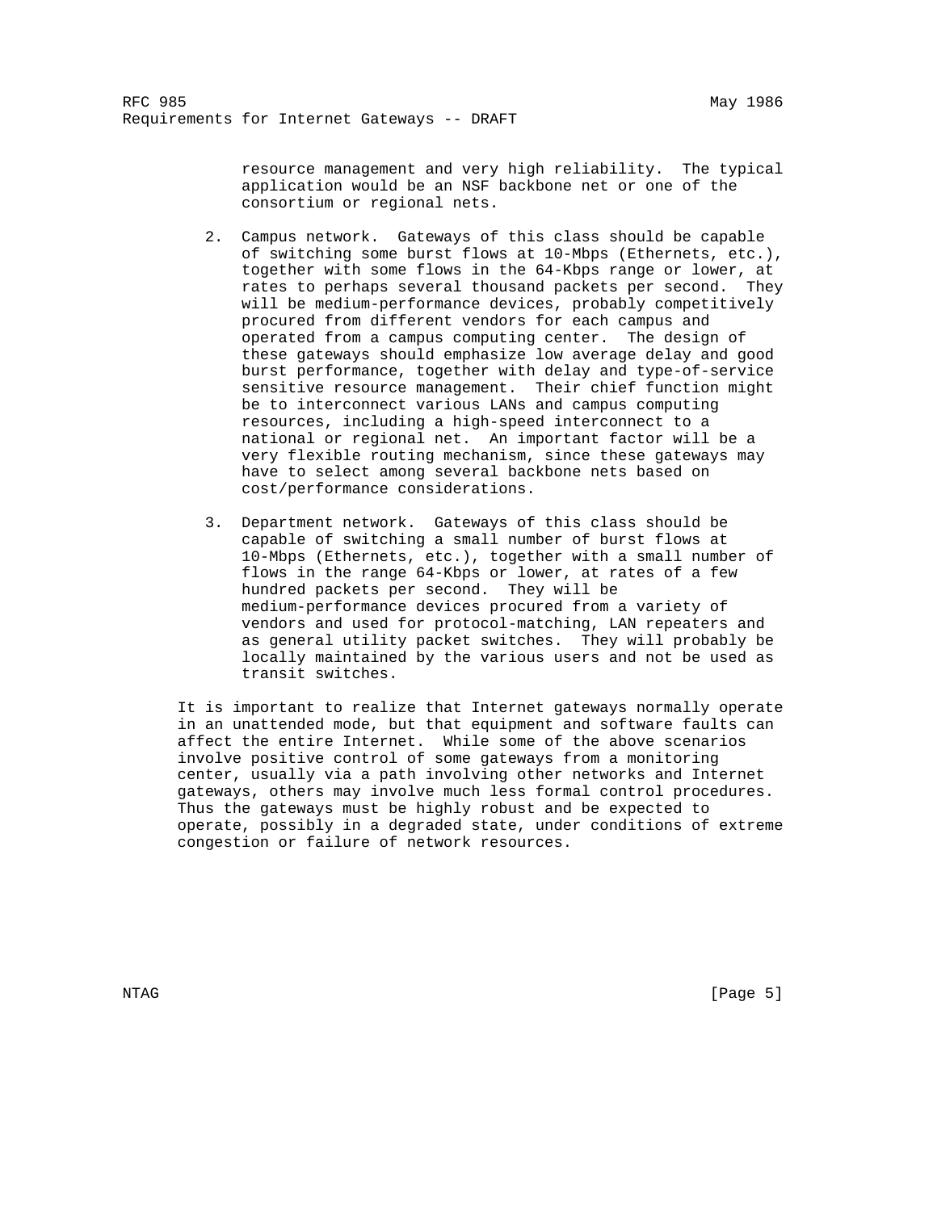resource management and very high reliability. The typical application would be an NSF backbone net or one of the consortium or regional nets.

2. Campus network. Gateways of this class should be capable of switching some burst flows at 10-Mbps (Ethernets, etc.), together with some flows in the 64-Kbps range or lower, at rates to perhaps several thousand packets per second. They will be medium-performance devices, probably competitively procured from different vendors for each campus and operated from a campus computing center. The design of these gateways should emphasize low average delay and good burst performance, together with delay and type-of-service sensitive resource management. Their chief function might be to interconnect various LANs and campus computing resources, including a high-speed interconnect to a national or regional net. An important factor will be a very flexible routing mechanism, since these gateways may have to select among several backbone nets based on cost/performance considerations.

3. Department network. Gateways of this class should be capable of switching a small number of burst flows at 10-Mbps (Ethernets, etc.), together with a small number of flows in the range 64-Kbps or lower, at rates of a few hundred packets per second. They will be medium-performance devices procured from a variety of vendors and used for protocol-matching, LAN repeaters and as general utility packet switches. They will probably be locally maintained by the various users and not be used as transit switches.

It is important to realize that Internet gateways normally operate in an unattended mode, but that equipment and software faults can affect the entire Internet. While some of the above scenarios involve positive control of some gateways from a monitoring center, usually via a path involving other networks and Internet gateways, others may involve much less formal control procedures. Thus the gateways must be highly robust and be expected to operate, possibly in a degraded state, under conditions of extreme congestion or failure of network resources.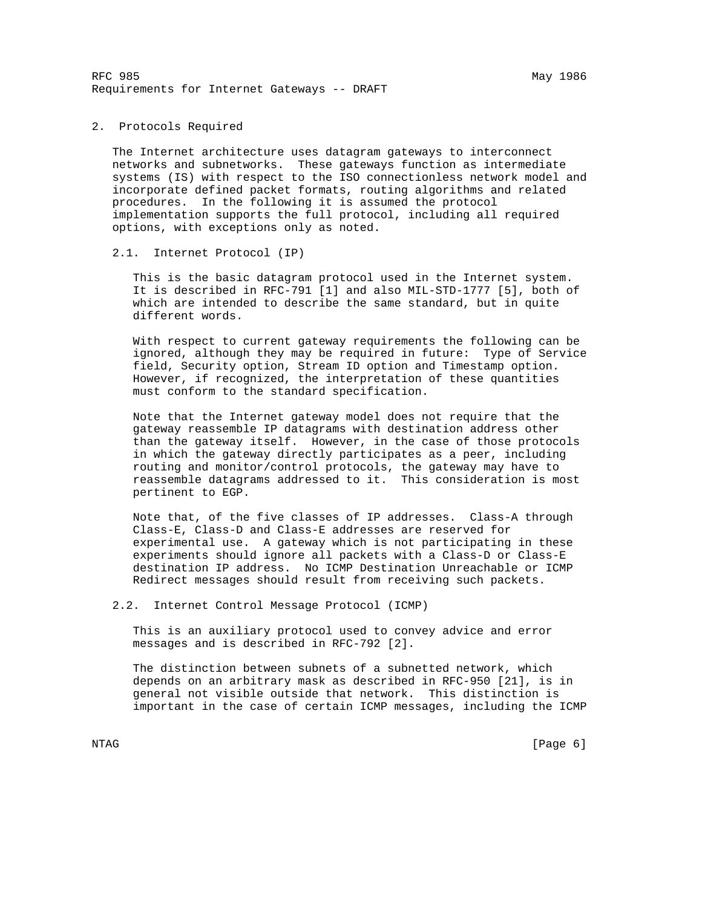## 2. Protocols Required

The Internet architecture uses datagram gateways to interconnect networks and subnetworks. These gateways function as intermediate systems (IS) with respect to the ISO connectionless network model and incorporate defined packet formats, routing algorithms and related procedures. In the following it is assumed the protocol implementation supports the full protocol, including all required options, with exceptions only as noted.

### 2.1. Internet Protocol (IP)

This is the basic datagram protocol used in the Internet system. It is described in RFC-791 [1] and also MIL-STD-1777 [5], both of which are intended to describe the same standard, but in quite different words.

With respect to current gateway requirements the following can be ignored, although they may be required in future: Type of Service field, Security option, Stream ID option and Timestamp option. However, if recognized, the interpretation of these quantities must conform to the standard specification.

Note that the Internet gateway model does not require that the gateway reassemble IP datagrams with destination address other than the gateway itself. However, in the case of those protocols in which the gateway directly participates as a peer, including routing and monitor/control protocols, the gateway may have to reassemble datagrams addressed to it. This consideration is most pertinent to EGP.

Note that, of the five classes of IP addresses. Class-A through Class-E, Class-D and Class-E addresses are reserved for experimental use. A gateway which is not participating in these experiments should ignore all packets with a Class-D or Class-E destination IP address. No ICMP Destination Unreachable or ICMP Redirect messages should result from receiving such packets.

### 2.2. Internet Control Message Protocol (ICMP)

This is an auxiliary protocol used to convey advice and error messages and is described in RFC-792 [2].

The distinction between subnets of a subnetted network, which depends on an arbitrary mask as described in RFC-950 [21], is in general not visible outside that network. This distinction is important in the case of certain ICMP messages, including the ICMP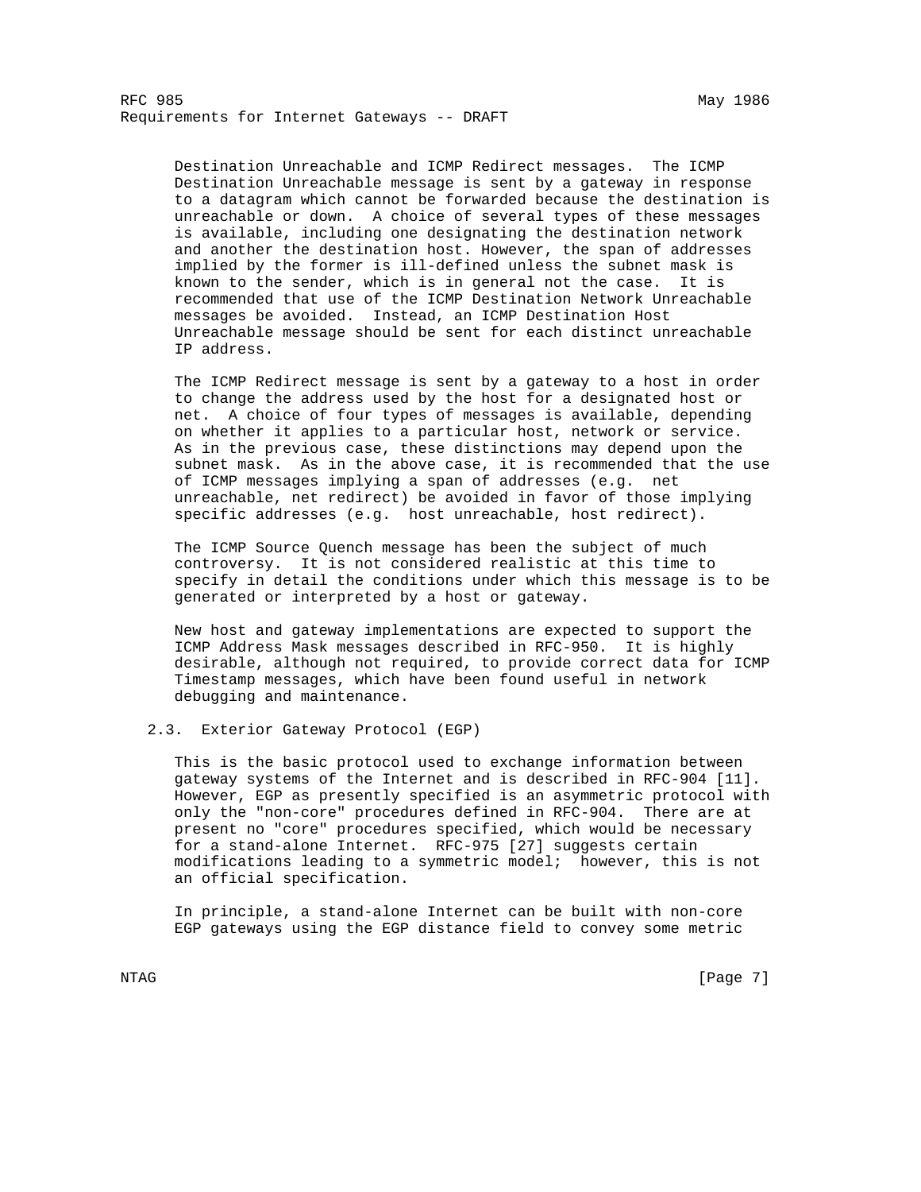Destination Unreachable and ICMP Redirect messages. The ICMP Destination Unreachable message is sent by a gateway in response to a datagram which cannot be forwarded because the destination is unreachable or down. A choice of several types of these messages is available, including one designating the destination network and another the destination host. However, the span of addresses implied by the former is ill-defined unless the subnet mask is known to the sender, which is in general not the case. It is recommended that use of the ICMP Destination Network Unreachable messages be avoided. Instead, an ICMP Destination Host Unreachable message should be sent for each distinct unreachable IP address.

The ICMP Redirect message is sent by a gateway to a host in order to change the address used by the host for a designated host or net. A choice of four types of messages is available, depending on whether it applies to a particular host, network or service. As in the previous case, these distinctions may depend upon the subnet mask. As in the above case, it is recommended that the use of ICMP messages implying a span of addresses (e.g. net unreachable, net redirect) be avoided in favor of those implying specific addresses (e.g. host unreachable, host redirect).

The ICMP Source Quench message has been the subject of much controversy. It is not considered realistic at this time to specify in detail the conditions under which this message is to be generated or interpreted by a host or gateway.

New host and gateway implementations are expected to support the ICMP Address Mask messages described in RFC-950. It is highly desirable, although not required, to provide correct data for ICMP Timestamp messages, which have been found useful in network debugging and maintenance.

## 2.3. Exterior Gateway Protocol (EGP)

This is the basic protocol used to exchange information between gateway systems of the Internet and is described in RFC-904 [11]. However, EGP as presently specified is an asymmetric protocol with only the "non-core" procedures defined in RFC-904. There are at present no "core" procedures specified, which would be necessary for a stand-alone Internet. RFC-975 [27] suggests certain modifications leading to a symmetric model; however, this is not an official specification.

In principle, a stand-alone Internet can be built with non-core EGP gateways using the EGP distance field to convey some metric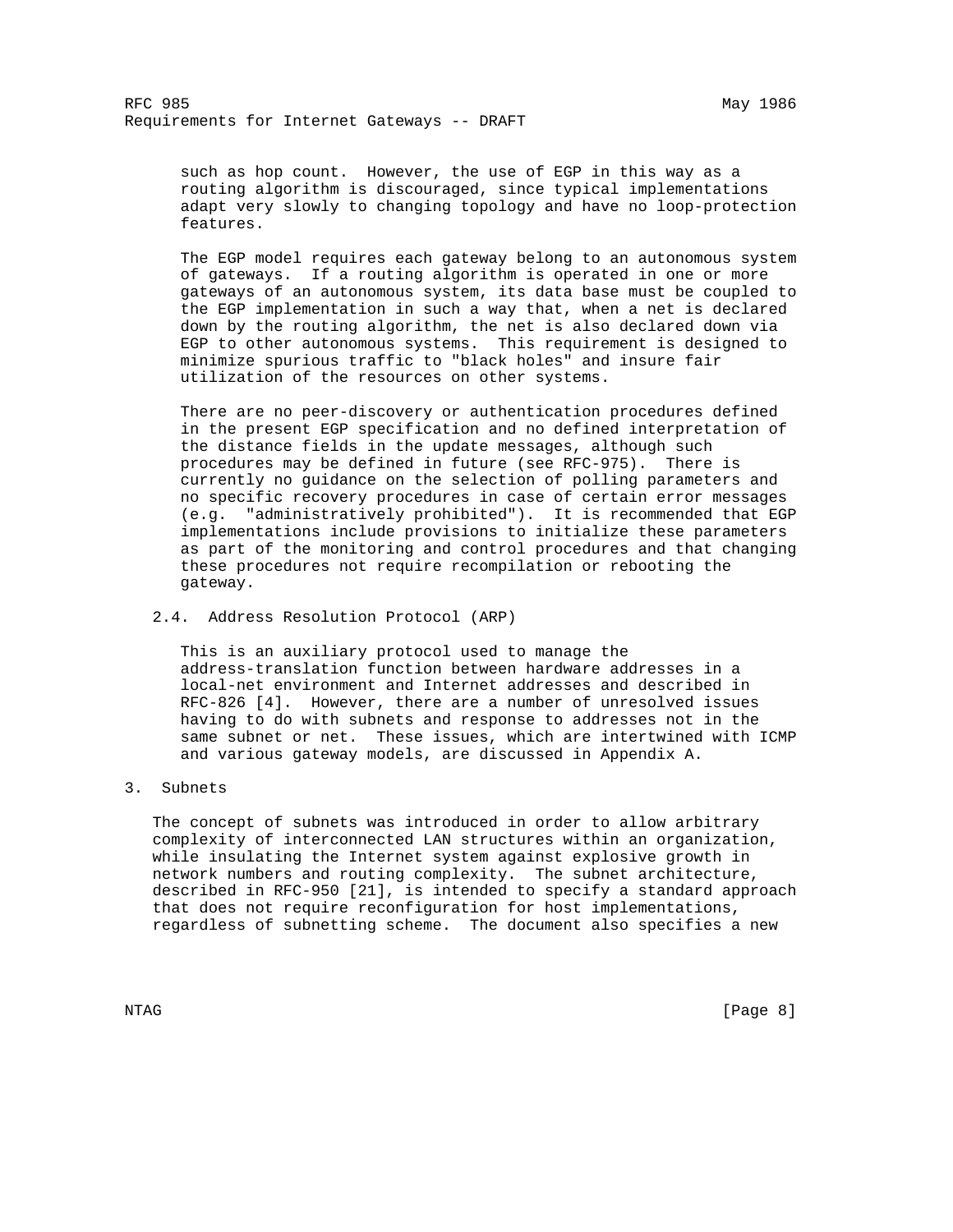such as hop count. However, the use of EGP in this way as a routing algorithm is discouraged, since typical implementations adapt very slowly to changing topology and have no loop-protection features.

The EGP model requires each gateway belong to an autonomous system of gateways. If a routing algorithm is operated in one or more gateways of an autonomous system, its data base must be coupled to the EGP implementation in such a way that, when a net is declared down by the routing algorithm, the net is also declared down via EGP to other autonomous systems. This requirement is designed to minimize spurious traffic to "black holes" and insure fair utilization of the resources on other systems.

There are no peer-discovery or authentication procedures defined in the present EGP specification and no defined interpretation of the distance fields in the update messages, although such procedures may be defined in future (see RFC-975). There is currently no guidance on the selection of polling parameters and no specific recovery procedures in case of certain error messages (e.g. "administratively prohibited"). It is recommended that EGP implementations include provisions to initialize these parameters as part of the monitoring and control procedures and that changing these procedures not require recompilation or rebooting the gateway.

### 2.4. Address Resolution Protocol (ARP)

This is an auxiliary protocol used to manage the address-translation function between hardware addresses in a local-net environment and Internet addresses and described in RFC-826 [4]. However, there are a number of unresolved issues having to do with subnets and response to addresses not in the same subnet or net. These issues, which are intertwined with ICMP and various gateway models, are discussed in Appendix A.

## 3. Subnets

The concept of subnets was introduced in order to allow arbitrary complexity of interconnected LAN structures within an organization, while insulating the Internet system against explosive growth in network numbers and routing complexity. The subnet architecture, described in RFC-950 [21], is intended to specify a standard approach that does not require reconfiguration for host implementations, regardless of subnetting scheme. The document also specifies a new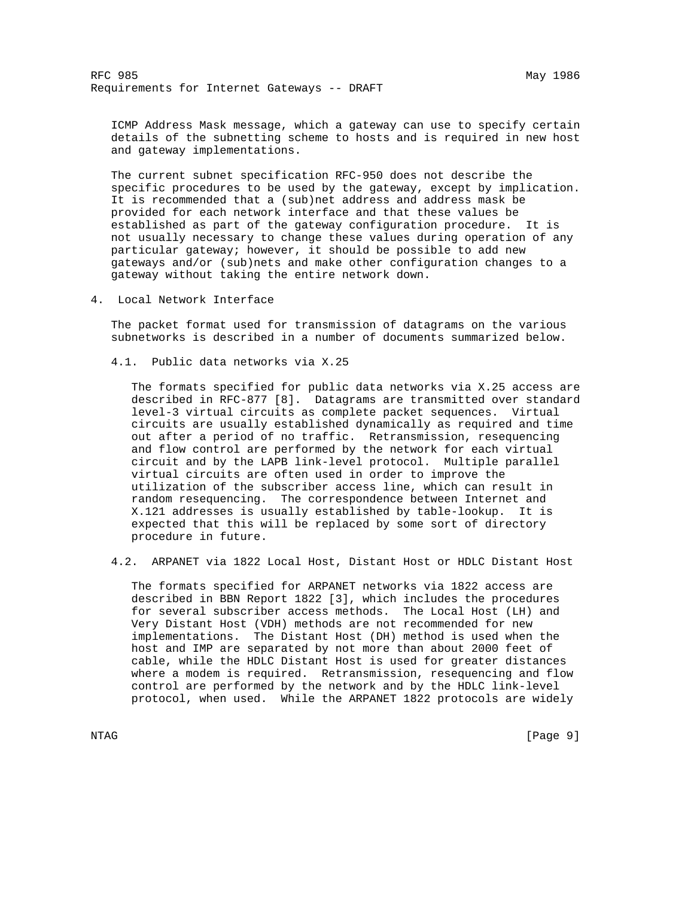ICMP Address Mask message, which a gateway can use to specify certain details of the subnetting scheme to hosts and is required in new host and gateway implementations.

The current subnet specification RFC-950 does not describe the specific procedures to be used by the gateway, except by implication. It is recommended that a (sub)net address and address mask be provided for each network interface and that these values be established as part of the gateway configuration procedure. It is not usually necessary to change these values during operation of any particular gateway; however, it should be possible to add new gateways and/or (sub)nets and make other configuration changes to a gateway without taking the entire network down.

## 4. Local Network Interface

The packet format used for transmission of datagrams on the various subnetworks is described in a number of documents summarized below.

### 4.1. Public data networks via X.25

The formats specified for public data networks via X.25 access are described in RFC-877 [8]. Datagrams are transmitted over standard level-3 virtual circuits as complete packet sequences. Virtual circuits are usually established dynamically as required and time out after a period of no traffic. Retransmission, resequencing and flow control are performed by the network for each virtual circuit and by the LAPB link-level protocol. Multiple parallel virtual circuits are often used in order to improve the utilization of the subscriber access line, which can result in random resequencing. The correspondence between Internet and X.121 addresses is usually established by table-lookup. It is expected that this will be replaced by some sort of directory procedure in future.

### 4.2. ARPANET via 1822 Local Host, Distant Host or HDLC Distant Host

The formats specified for ARPANET networks via 1822 access are described in BBN Report 1822 [3], which includes the procedures for several subscriber access methods. The Local Host (LH) and Very Distant Host (VDH) methods are not recommended for new implementations. The Distant Host (DH) method is used when the host and IMP are separated by not more than about 2000 feet of cable, while the HDLC Distant Host is used for greater distances where a modem is required. Retransmission, resequencing and flow control are performed by the network and by the HDLC link-level protocol, when used. While the ARPANET 1822 protocols are widely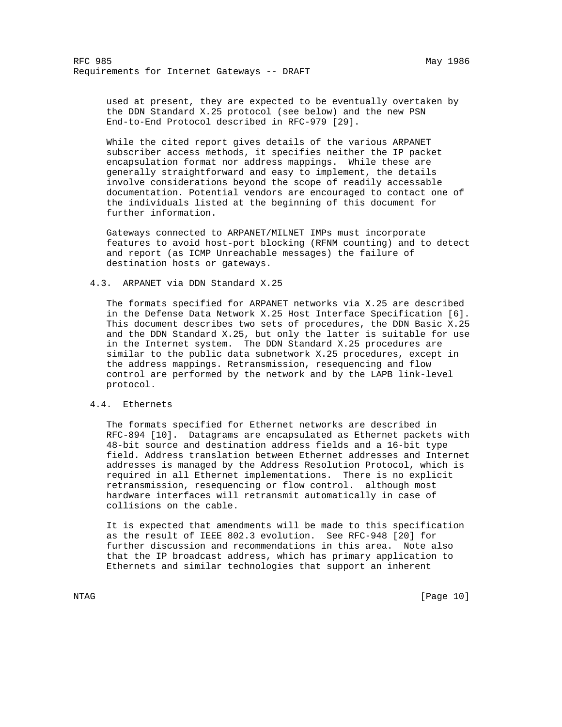used at present, they are expected to be eventually overtaken by the DDN Standard X.25 protocol (see below) and the new PSN End-to-End Protocol described in RFC-979 [29].

While the cited report gives details of the various ARPANET subscriber access methods, it specifies neither the IP packet encapsulation format nor address mappings. While these are generally straightforward and easy to implement, the details involve considerations beyond the scope of readily accessable documentation. Potential vendors are encouraged to contact one of the individuals listed at the beginning of this document for further information.

Gateways connected to ARPANET/MILNET IMPs must incorporate features to avoid host-port blocking (RFNM counting) and to detect and report (as ICMP Unreachable messages) the failure of destination hosts or gateways.

### 4.3. ARPANET via DDN Standard X.25

The formats specified for ARPANET networks via X.25 are described in the Defense Data Network X.25 Host Interface Specification [6]. This document describes two sets of procedures, the DDN Basic X.25 and the DDN Standard X.25, but only the latter is suitable for use in the Internet system. The DDN Standard X.25 procedures are similar to the public data subnetwork X.25 procedures, except in the address mappings. Retransmission, resequencing and flow control are performed by the network and by the LAPB link-level protocol.

### 4.4. Ethernets

The formats specified for Ethernet networks are described in RFC-894 [10]. Datagrams are encapsulated as Ethernet packets with 48-bit source and destination address fields and a 16-bit type field. Address translation between Ethernet addresses and Internet addresses is managed by the Address Resolution Protocol, which is required in all Ethernet implementations. There is no explicit retransmission, resequencing or flow control. although most hardware interfaces will retransmit automatically in case of collisions on the cable.

It is expected that amendments will be made to this specification as the result of IEEE 802.3 evolution. See RFC-948 [20] for further discussion and recommendations in this area. Note also that the IP broadcast address, which has primary application to Ethernets and similar technologies that support an inherent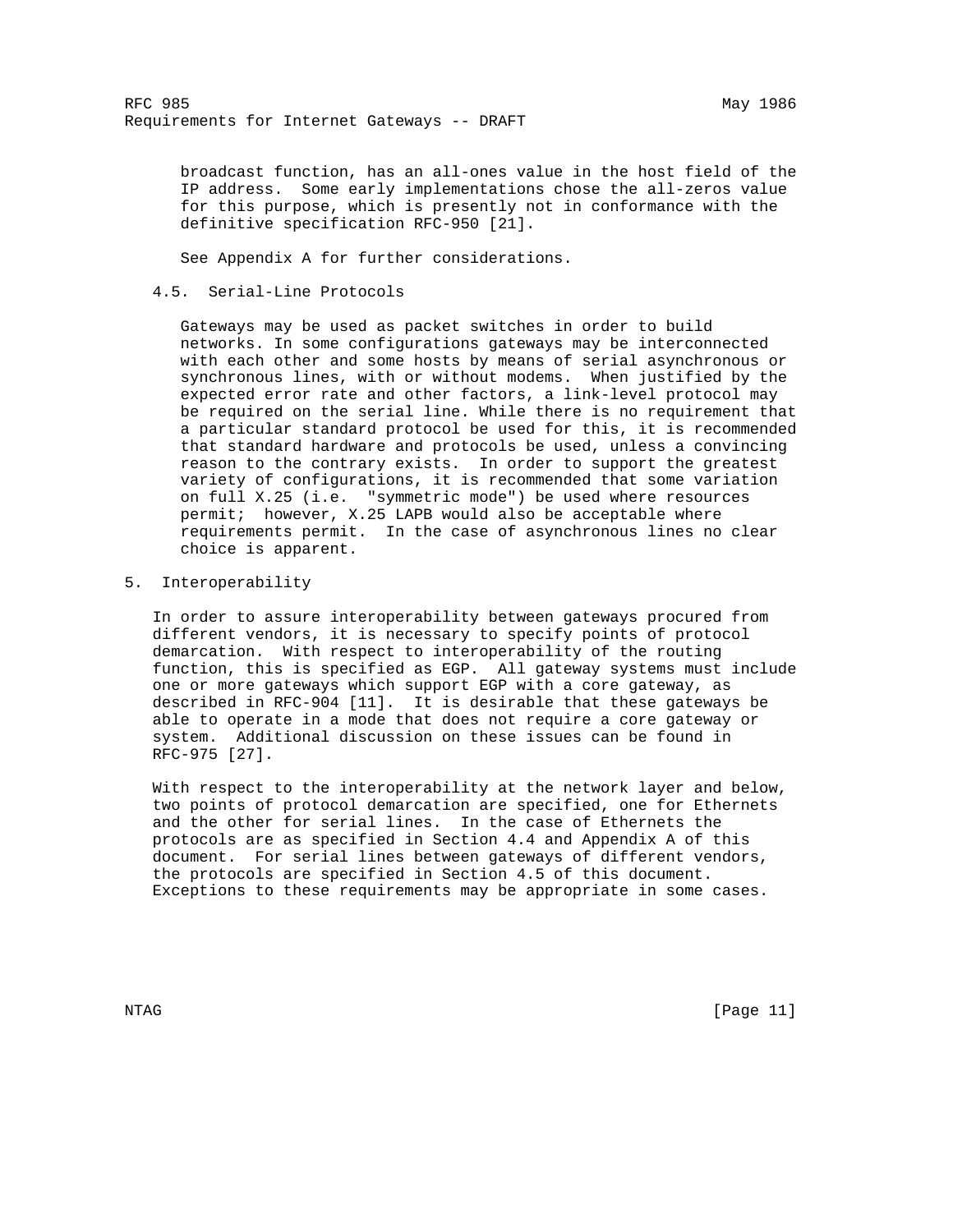broadcast function, has an all-ones value in the host field of the IP address. Some early implementations chose the all-zeros value for this purpose, which is presently not in conformance with the definitive specification RFC-950 [21].

See Appendix A for further considerations.

### 4.5. Serial-Line Protocols

Gateways may be used as packet switches in order to build networks. In some configurations gateways may be interconnected with each other and some hosts by means of serial asynchronous or synchronous lines, with or without modems. When justified by the expected error rate and other factors, a link-level protocol may be required on the serial line. While there is no requirement that a particular standard protocol be used for this, it is recommended that standard hardware and protocols be used, unless a convincing reason to the contrary exists. In order to support the greatest variety of configurations, it is recommended that some variation on full X.25 (i.e. "symmetric mode") be used where resources permit; however, X.25 LAPB would also be acceptable where requirements permit. In the case of asynchronous lines no clear choice is apparent.

## 5. Interoperability

In order to assure interoperability between gateways procured from different vendors, it is necessary to specify points of protocol demarcation. With respect to interoperability of the routing function, this is specified as EGP. All gateway systems must include one or more gateways which support EGP with a core gateway, as described in RFC-904 [11]. It is desirable that these gateways be able to operate in a mode that does not require a core gateway or system. Additional discussion on these issues can be found in RFC-975 [27].

With respect to the interoperability at the network layer and below, two points of protocol demarcation are specified, one for Ethernets and the other for serial lines. In the case of Ethernets the protocols are as specified in Section 4.4 and Appendix A of this document. For serial lines between gateways of different vendors, the protocols are specified in Section 4.5 of this document. Exceptions to these requirements may be appropriate in some cases.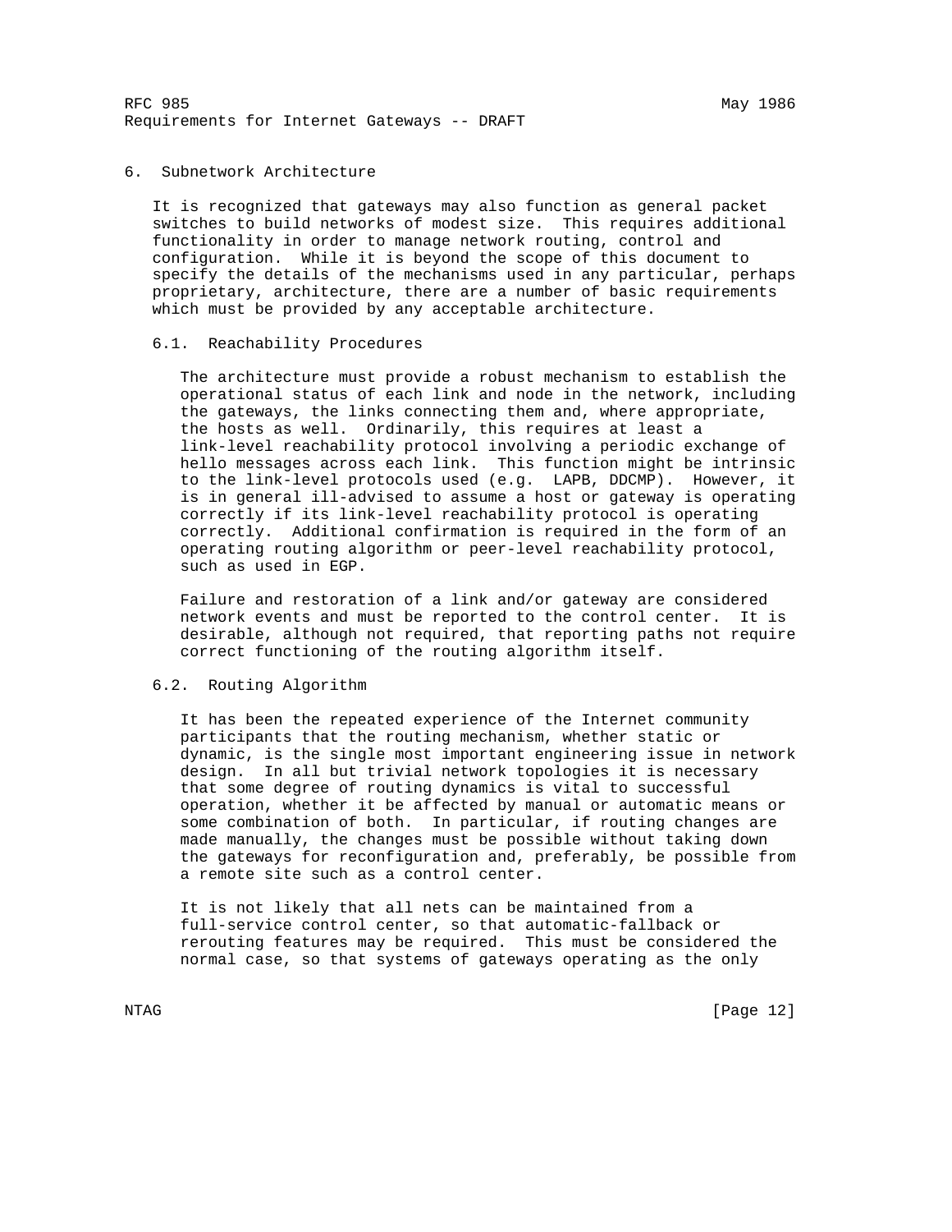## 6. Subnetwork Architecture

It is recognized that gateways may also function as general packet switches to build networks of modest size. This requires additional functionality in order to manage network routing, control and configuration. While it is beyond the scope of this document to specify the details of the mechanisms used in any particular, perhaps proprietary, architecture, there are a number of basic requirements which must be provided by any acceptable architecture.

### 6.1. Reachability Procedures

The architecture must provide a robust mechanism to establish the operational status of each link and node in the network, including the gateways, the links connecting them and, where appropriate, the hosts as well. Ordinarily, this requires at least a link-level reachability protocol involving a periodic exchange of hello messages across each link. This function might be intrinsic to the link-level protocols used (e.g. LAPB, DDCMP). However, it is in general ill-advised to assume a host or gateway is operating correctly if its link-level reachability protocol is operating correctly. Additional confirmation is required in the form of an operating routing algorithm or peer-level reachability protocol, such as used in EGP.

Failure and restoration of a link and/or gateway are considered network events and must be reported to the control center. It is desirable, although not required, that reporting paths not require correct functioning of the routing algorithm itself.

### 6.2. Routing Algorithm

It has been the repeated experience of the Internet community participants that the routing mechanism, whether static or dynamic, is the single most important engineering issue in network design. In all but trivial network topologies it is necessary that some degree of routing dynamics is vital to successful operation, whether it be affected by manual or automatic means or some combination of both. In particular, if routing changes are made manually, the changes must be possible without taking down the gateways for reconfiguration and, preferably, be possible from a remote site such as a control center.

It is not likely that all nets can be maintained from a full-service control center, so that automatic-fallback or rerouting features may be required. This must be considered the normal case, so that systems of gateways operating as the only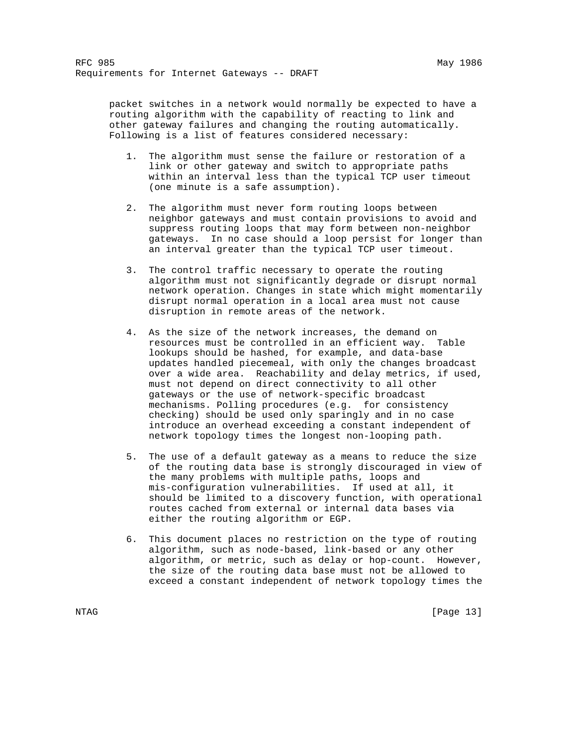packet switches in a network would normally be expected to have a routing algorithm with the capability of reacting to link and other gateway failures and changing the routing automatically. Following is a list of features considered necessary:

1. The algorithm must sense the failure or restoration of a link or other gateway and switch to appropriate paths within an interval less than the typical TCP user timeout (one minute is a safe assumption).

2. The algorithm must never form routing loops between neighbor gateways and must contain provisions to avoid and suppress routing loops that may form between non-neighbor gateways. In no case should a loop persist for longer than an interval greater than the typical TCP user timeout.

3. The control traffic necessary to operate the routing algorithm must not significantly degrade or disrupt normal network operation. Changes in state which might momentarily disrupt normal operation in a local area must not cause disruption in remote areas of the network.

4. As the size of the network increases, the demand on resources must be controlled in an efficient way. Table lookups should be hashed, for example, and data-base updates handled piecemeal, with only the changes broadcast over a wide area. Reachability and delay metrics, if used, must not depend on direct connectivity to all other gateways or the use of network-specific broadcast mechanisms. Polling procedures (e.g. for consistency checking) should be used only sparingly and in no case introduce an overhead exceeding a constant independent of network topology times the longest non-looping path.

5. The use of a default gateway as a means to reduce the size of the routing data base is strongly discouraged in view of the many problems with multiple paths, loops and mis-configuration vulnerabilities. If used at all, it should be limited to a discovery function, with operational routes cached from external or internal data bases via either the routing algorithm or EGP.

6. This document places no restriction on the type of routing algorithm, such as node-based, link-based or any other algorithm, or metric, such as delay or hop-count. However, the size of the routing data base must not be allowed to exceed a constant independent of network topology times the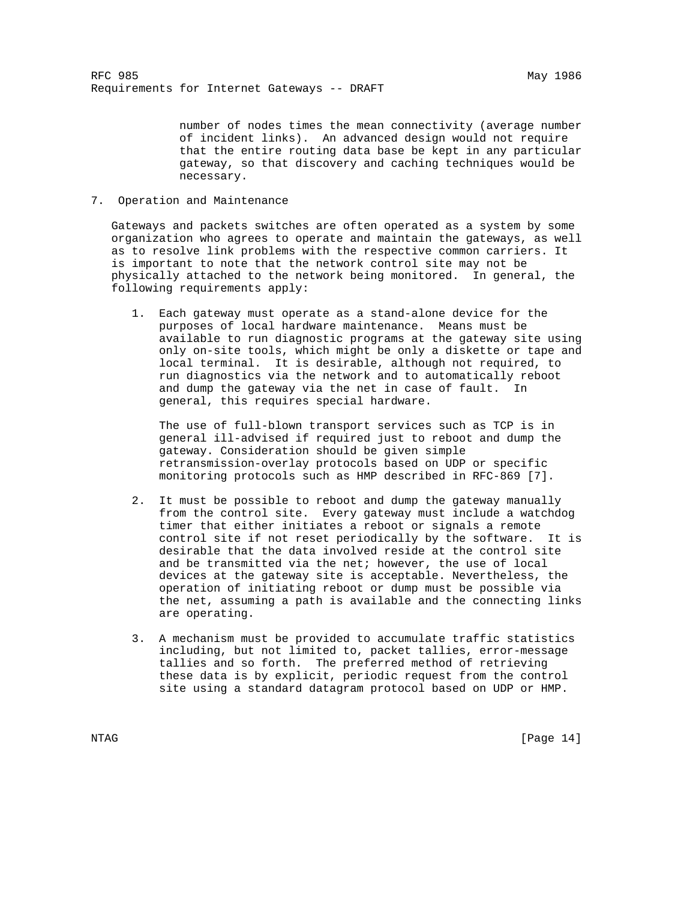number of nodes times the mean connectivity (average number of incident links). An advanced design would not require that the entire routing data base be kept in any particular gateway, so that discovery and caching techniques would be necessary.

## 7. Operation and Maintenance

Gateways and packets switches are often operated as a system by some organization who agrees to operate and maintain the gateways, as well as to resolve link problems with the respective common carriers. It is important to note that the network control site may not be physically attached to the network being monitored. In general, the following requirements apply:

1. Each gateway must operate as a stand-alone device for the purposes of local hardware maintenance. Means must be available to run diagnostic programs at the gateway site using only on-site tools, which might be only a diskette or tape and local terminal. It is desirable, although not required, to run diagnostics via the network and to automatically reboot and dump the gateway via the net in case of fault. In general, this requires special hardware.

   The use of full-blown transport services such as TCP is in general ill-advised if required just to reboot and dump the gateway. Consideration should be given simple retransmission-overlay protocols based on UDP or specific monitoring protocols such as HMP described in RFC-869 [7].

2. It must be possible to reboot and dump the gateway manually from the control site. Every gateway must include a watchdog timer that either initiates a reboot or signals a remote control site if not reset periodically by the software. It is desirable that the data involved reside at the control site and be transmitted via the net; however, the use of local devices at the gateway site is acceptable. Nevertheless, the operation of initiating reboot or dump must be possible via the net, assuming a path is available and the connecting links are operating.

3. A mechanism must be provided to accumulate traffic statistics including, but not limited to, packet tallies, error-message tallies and so forth. The preferred method of retrieving these data is by explicit, periodic request from the control site using a standard datagram protocol based on UDP or HMP.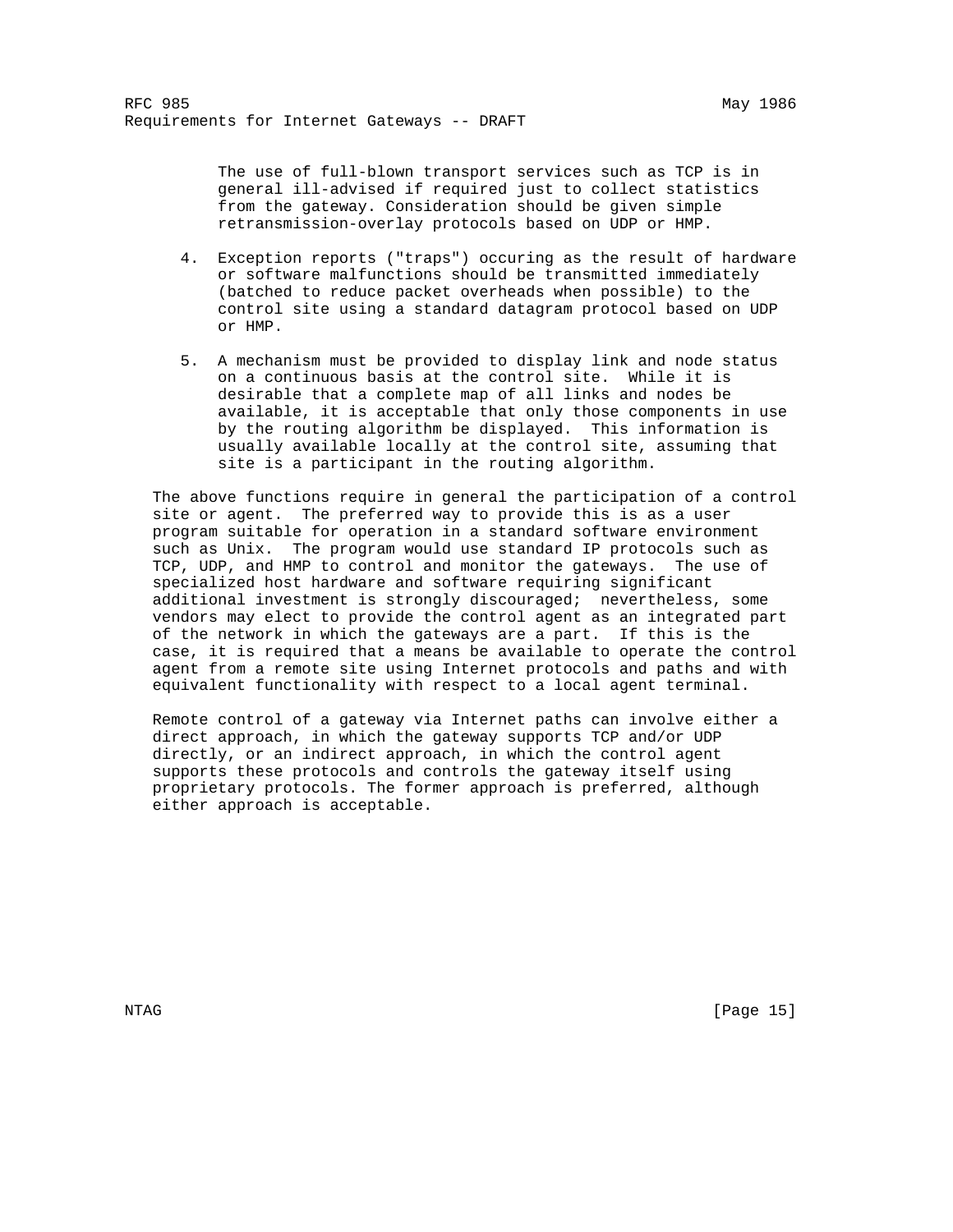The use of full-blown transport services such as TCP is in general ill-advised if required just to collect statistics from the gateway. Consideration should be given simple retransmission-overlay protocols based on UDP or HMP.

4. Exception reports ("traps") occuring as the result of hardware or software malfunctions should be transmitted immediately (batched to reduce packet overheads when possible) to the control site using a standard datagram protocol based on UDP or HMP.

5. A mechanism must be provided to display link and node status on a continuous basis at the control site. While it is desirable that a complete map of all links and nodes be available, it is acceptable that only those components in use by the routing algorithm be displayed. This information is usually available locally at the control site, assuming that site is a participant in the routing algorithm.

The above functions require in general the participation of a control site or agent. The preferred way to provide this is as a user program suitable for operation in a standard software environment such as Unix. The program would use standard IP protocols such as TCP, UDP, and HMP to control and monitor the gateways. The use of specialized host hardware and software requiring significant additional investment is strongly discouraged; nevertheless, some vendors may elect to provide the control agent as an integrated part of the network in which the gateways are a part. If this is the case, it is required that a means be available to operate the control agent from a remote site using Internet protocols and paths and with equivalent functionality with respect to a local agent terminal.

Remote control of a gateway via Internet paths can involve either a direct approach, in which the gateway supports TCP and/or UDP directly, or an indirect approach, in which the control agent supports these protocols and controls the gateway itself using proprietary protocols. The former approach is preferred, although either approach is acceptable.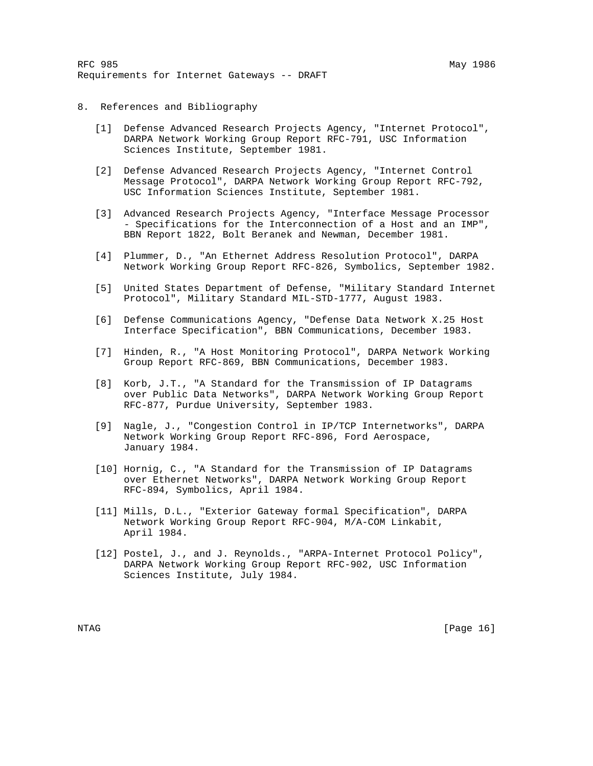## 8. References and Bibliography

[1] Defense Advanced Research Projects Agency, "Internet Protocol", DARPA Network Working Group Report RFC-791, USC Information Sciences Institute, September 1981.

[2] Defense Advanced Research Projects Agency, "Internet Control Message Protocol", DARPA Network Working Group Report RFC-792, USC Information Sciences Institute, September 1981.

[3] Advanced Research Projects Agency, "Interface Message Processor - Specifications for the Interconnection of a Host and an IMP", BBN Report 1822, Bolt Beranek and Newman, December 1981.

[4] Plummer, D., "An Ethernet Address Resolution Protocol", DARPA Network Working Group Report RFC-826, Symbolics, September 1982.

[5] United States Department of Defense, "Military Standard Internet Protocol", Military Standard MIL-STD-1777, August 1983.

[6] Defense Communications Agency, "Defense Data Network X.25 Host Interface Specification", BBN Communications, December 1983.

[7] Hinden, R., "A Host Monitoring Protocol", DARPA Network Working Group Report RFC-869, BBN Communications, December 1983.

[8] Korb, J.T., "A Standard for the Transmission of IP Datagrams over Public Data Networks", DARPA Network Working Group Report RFC-877, Purdue University, September 1983.

[9] Nagle, J., "Congestion Control in IP/TCP Internetworks", DARPA Network Working Group Report RFC-896, Ford Aerospace, January 1984.

[10] Hornig, C., "A Standard for the Transmission of IP Datagrams over Ethernet Networks", DARPA Network Working Group Report RFC-894, Symbolics, April 1984.

[11] Mills, D.L., "Exterior Gateway formal Specification", DARPA Network Working Group Report RFC-904, M/A-COM Linkabit, April 1984.

[12] Postel, J., and J. Reynolds., "ARPA-Internet Protocol Policy", DARPA Network Working Group Report RFC-902, USC Information Sciences Institute, July 1984.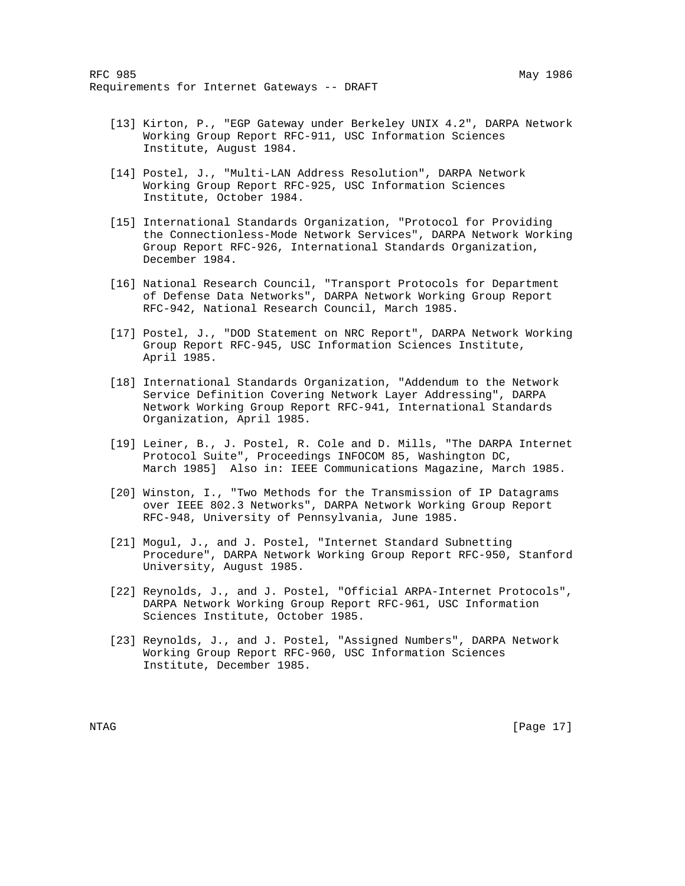[13] Kirton, P., "EGP Gateway under Berkeley UNIX 4.2", DARPA Network Working Group Report RFC-911, USC Information Sciences Institute, August 1984.

[14] Postel, J., "Multi-LAN Address Resolution", DARPA Network Working Group Report RFC-925, USC Information Sciences Institute, October 1984.

[15] International Standards Organization, "Protocol for Providing the Connectionless-Mode Network Services", DARPA Network Working Group Report RFC-926, International Standards Organization, December 1984.

[16] National Research Council, "Transport Protocols for Department of Defense Data Networks", DARPA Network Working Group Report RFC-942, National Research Council, March 1985.

[17] Postel, J., "DOD Statement on NRC Report", DARPA Network Working Group Report RFC-945, USC Information Sciences Institute, April 1985.

[18] International Standards Organization, "Addendum to the Network Service Definition Covering Network Layer Addressing", DARPA Network Working Group Report RFC-941, International Standards Organization, April 1985.

[19] Leiner, B., J. Postel, R. Cole and D. Mills, "The DARPA Internet Protocol Suite", Proceedings INFOCOM 85, Washington DC, March 1985]  Also in: IEEE Communications Magazine, March 1985.

[20] Winston, I., "Two Methods for the Transmission of IP Datagrams over IEEE 802.3 Networks", DARPA Network Working Group Report RFC-948, University of Pennsylvania, June 1985.

[21] Mogul, J., and J. Postel, "Internet Standard Subnetting Procedure", DARPA Network Working Group Report RFC-950, Stanford University, August 1985.

[22] Reynolds, J., and J. Postel, "Official ARPA-Internet Protocols", DARPA Network Working Group Report RFC-961, USC Information Sciences Institute, October 1985.

[23] Reynolds, J., and J. Postel, "Assigned Numbers", DARPA Network Working Group Report RFC-960, USC Information Sciences Institute, December 1985.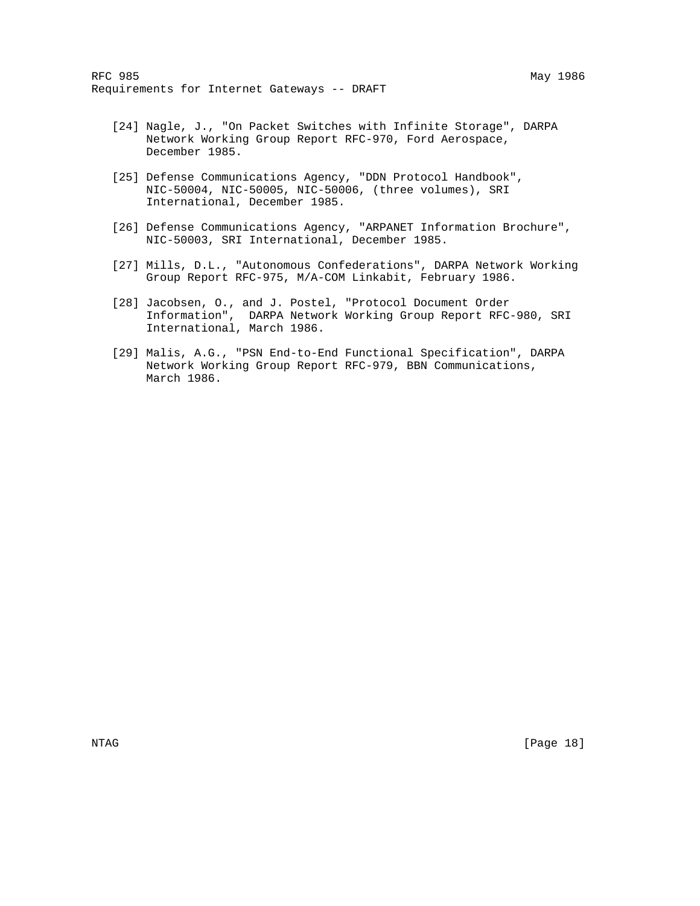[24] Nagle, J., "On Packet Switches with Infinite Storage", DARPA Network Working Group Report RFC-970, Ford Aerospace, December 1985.

[25] Defense Communications Agency, "DDN Protocol Handbook", NIC-50004, NIC-50005, NIC-50006, (three volumes), SRI International, December 1985.

[26] Defense Communications Agency, "ARPANET Information Brochure", NIC-50003, SRI International, December 1985.

[27] Mills, D.L., "Autonomous Confederations", DARPA Network Working Group Report RFC-975, M/A-COM Linkabit, February 1986.

[28] Jacobsen, O., and J. Postel, "Protocol Document Order Information", DARPA Network Working Group Report RFC-980, SRI International, March 1986.

[29] Malis, A.G., "PSN End-to-End Functional Specification", DARPA Network Working Group Report RFC-979, BBN Communications, March 1986.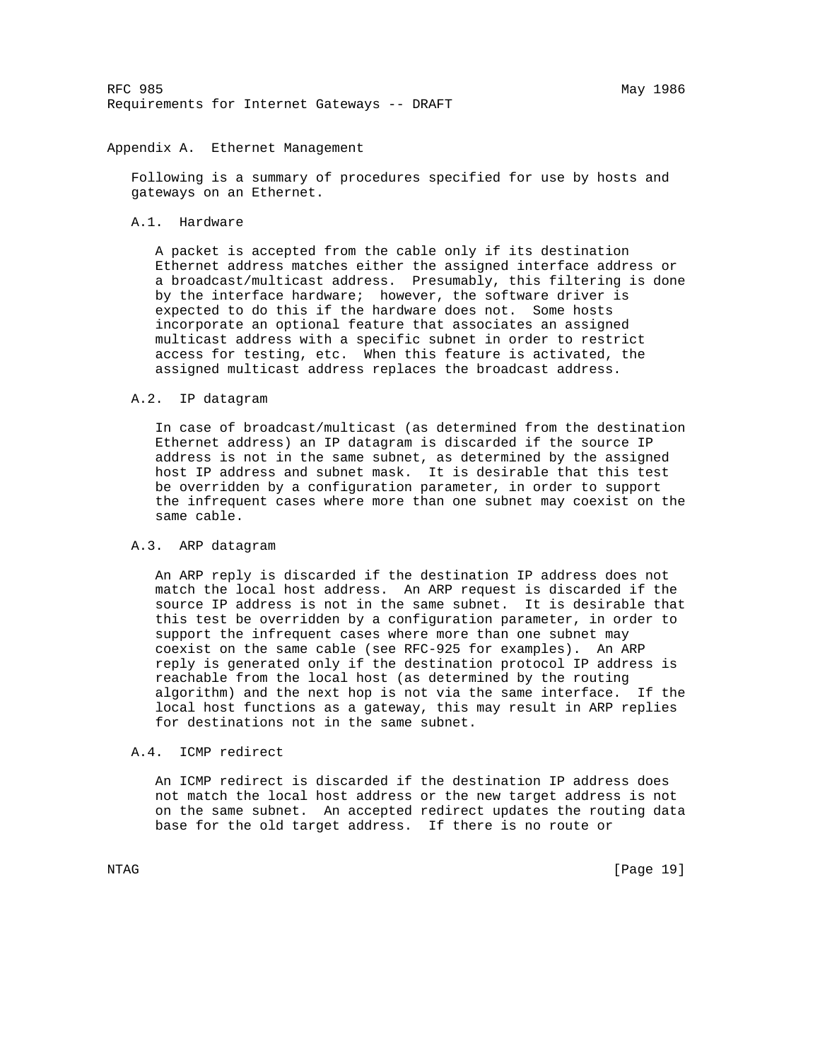## Appendix A. Ethernet Management

Following is a summary of procedures specified for use by hosts and gateways on an Ethernet.

### A.1. Hardware

A packet is accepted from the cable only if its destination Ethernet address matches either the assigned interface address or a broadcast/multicast address. Presumably, this filtering is done by the interface hardware; however, the software driver is expected to do this if the hardware does not. Some hosts incorporate an optional feature that associates an assigned multicast address with a specific subnet in order to restrict access for testing, etc. When this feature is activated, the assigned multicast address replaces the broadcast address.

### A.2. IP datagram

In case of broadcast/multicast (as determined from the destination Ethernet address) an IP datagram is discarded if the source IP address is not in the same subnet, as determined by the assigned host IP address and subnet mask. It is desirable that this test be overridden by a configuration parameter, in order to support the infrequent cases where more than one subnet may coexist on the same cable.

### A.3. ARP datagram

An ARP reply is discarded if the destination IP address does not match the local host address. An ARP request is discarded if the source IP address is not in the same subnet. It is desirable that this test be overridden by a configuration parameter, in order to support the infrequent cases where more than one subnet may coexist on the same cable (see RFC-925 for examples). An ARP reply is generated only if the destination protocol IP address is reachable from the local host (as determined by the routing algorithm) and the next hop is not via the same interface. If the local host functions as a gateway, this may result in ARP replies for destinations not in the same subnet.

### A.4. ICMP redirect

An ICMP redirect is discarded if the destination IP address does not match the local host address or the new target address is not on the same subnet. An accepted redirect updates the routing data base for the old target address. If there is no route or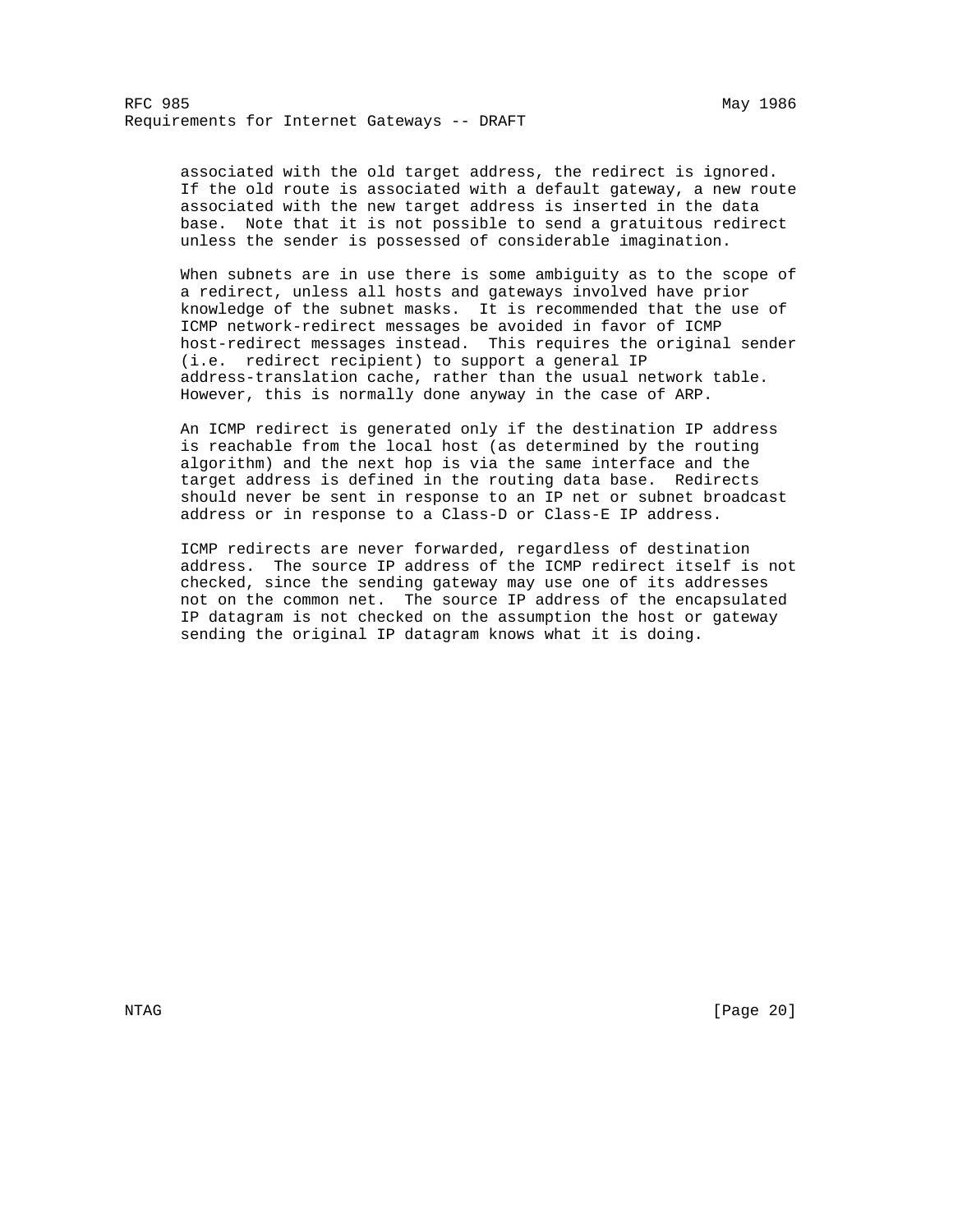associated with the old target address, the redirect is ignored. If the old route is associated with a default gateway, a new route associated with the new target address is inserted in the data base. Note that it is not possible to send a gratuitous redirect unless the sender is possessed of considerable imagination.

When subnets are in use there is some ambiguity as to the scope of a redirect, unless all hosts and gateways involved have prior knowledge of the subnet masks. It is recommended that the use of ICMP network-redirect messages be avoided in favor of ICMP host-redirect messages instead. This requires the original sender (i.e. redirect recipient) to support a general IP address-translation cache, rather than the usual network table. However, this is normally done anyway in the case of ARP.

An ICMP redirect is generated only if the destination IP address is reachable from the local host (as determined by the routing algorithm) and the next hop is via the same interface and the target address is defined in the routing data base. Redirects should never be sent in response to an IP net or subnet broadcast address or in response to a Class-D or Class-E IP address.

ICMP redirects are never forwarded, regardless of destination address. The source IP address of the ICMP redirect itself is not checked, since the sending gateway may use one of its addresses not on the common net. The source IP address of the encapsulated IP datagram is not checked on the assumption the host or gateway sending the original IP datagram knows what it is doing.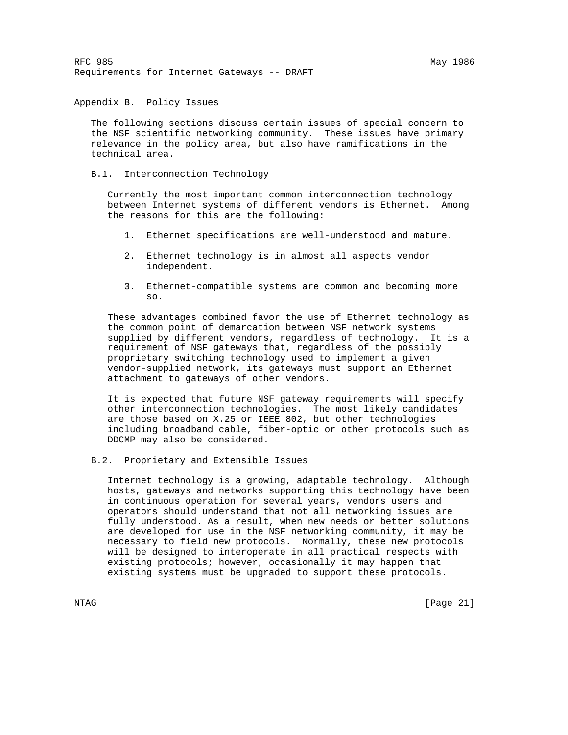# Appendix B. Policy Issues

The following sections discuss certain issues of special concern to the NSF scientific networking community. These issues have primary relevance in the policy area, but also have ramifications in the technical area.

## B.1. Interconnection Technology

Currently the most important common interconnection technology between Internet systems of different vendors is Ethernet. Among the reasons for this are the following:

1. Ethernet specifications are well-understood and mature.
2. Ethernet technology is in almost all aspects vendor independent.
3. Ethernet-compatible systems are common and becoming more so.

These advantages combined favor the use of Ethernet technology as the common point of demarcation between NSF network systems supplied by different vendors, regardless of technology. It is a requirement of NSF gateways that, regardless of the possibly proprietary switching technology used to implement a given vendor-supplied network, its gateways must support an Ethernet attachment to gateways of other vendors.

It is expected that future NSF gateway requirements will specify other interconnection technologies. The most likely candidates are those based on X.25 or IEEE 802, but other technologies including broadband cable, fiber-optic or other protocols such as DDCMP may also be considered.

## B.2. Proprietary and Extensible Issues

Internet technology is a growing, adaptable technology. Although hosts, gateways and networks supporting this technology have been in continuous operation for several years, vendors users and operators should understand that not all networking issues are fully understood. As a result, when new needs or better solutions are developed for use in the NSF networking community, it may be necessary to field new protocols. Normally, these new protocols will be designed to interoperate in all practical respects with existing protocols; however, occasionally it may happen that existing systems must be upgraded to support these protocols.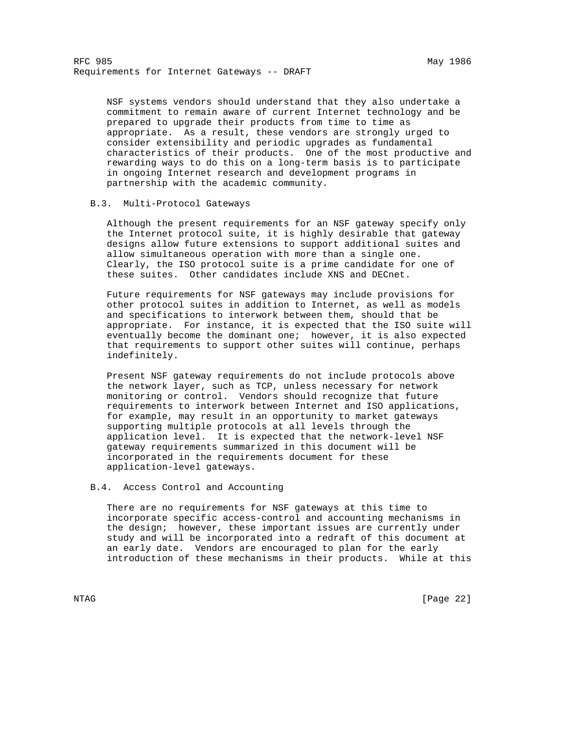NSF systems vendors should understand that they also undertake a commitment to remain aware of current Internet technology and be prepared to upgrade their products from time to time as appropriate. As a result, these vendors are strongly urged to consider extensibility and periodic upgrades as fundamental characteristics of their products. One of the most productive and rewarding ways to do this on a long-term basis is to participate in ongoing Internet research and development programs in partnership with the academic community.

### B.3. Multi-Protocol Gateways

Although the present requirements for an NSF gateway specify only the Internet protocol suite, it is highly desirable that gateway designs allow future extensions to support additional suites and allow simultaneous operation with more than a single one. Clearly, the ISO protocol suite is a prime candidate for one of these suites. Other candidates include XNS and DECnet.

Future requirements for NSF gateways may include provisions for other protocol suites in addition to Internet, as well as models and specifications to interwork between them, should that be appropriate. For instance, it is expected that the ISO suite will eventually become the dominant one; however, it is also expected that requirements to support other suites will continue, perhaps indefinitely.

Present NSF gateway requirements do not include protocols above the network layer, such as TCP, unless necessary for network monitoring or control. Vendors should recognize that future requirements to interwork between Internet and ISO applications, for example, may result in an opportunity to market gateways supporting multiple protocols at all levels through the application level. It is expected that the network-level NSF gateway requirements summarized in this document will be incorporated in the requirements document for these application-level gateways.

### B.4. Access Control and Accounting

There are no requirements for NSF gateways at this time to incorporate specific access-control and accounting mechanisms in the design; however, these important issues are currently under study and will be incorporated into a redraft of this document at an early date. Vendors are encouraged to plan for the early introduction of these mechanisms in their products. While at this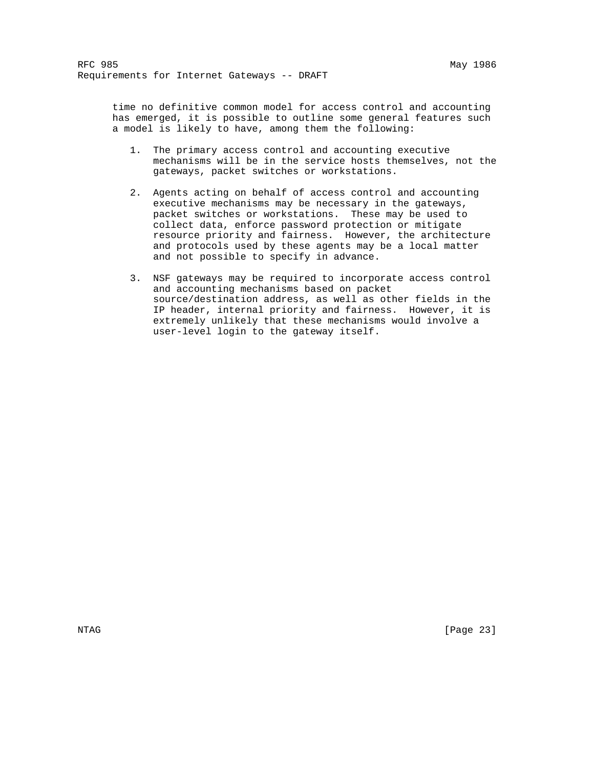time no definitive common model for access control and accounting has emerged, it is possible to outline some general features such a model is likely to have, among them the following:

1. The primary access control and accounting executive mechanisms will be in the service hosts themselves, not the gateways, packet switches or workstations.

2. Agents acting on behalf of access control and accounting executive mechanisms may be necessary in the gateways, packet switches or workstations. These may be used to collect data, enforce password protection or mitigate resource priority and fairness. However, the architecture and protocols used by these agents may be a local matter and not possible to specify in advance.

3. NSF gateways may be required to incorporate access control and accounting mechanisms based on packet source/destination address, as well as other fields in the IP header, internal priority and fairness. However, it is extremely unlikely that these mechanisms would involve a user-level login to the gateway itself.